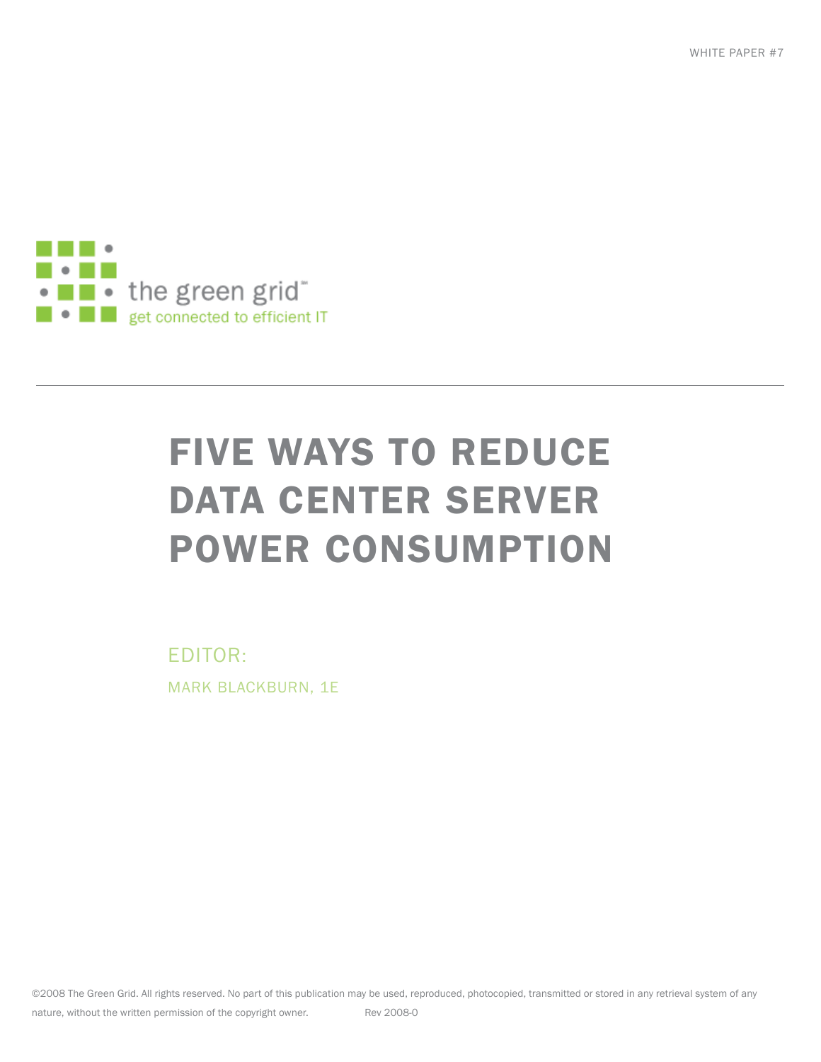WHITE PAPER #7

the green grid

get connected to efficient IT

# FIVE WAYS TO REDUCE DATA CENTER SERVER POWER CONSUMPTION

EDITOR:

MARK BLACKBURN, 1E

©2008 The Green Grid. All rights reserved. No part of this publication may be used, reproduced, photocopied, transmitted or stored in any retrieval system of any nature, without the written permission of the copyright owner. Rev 2008-0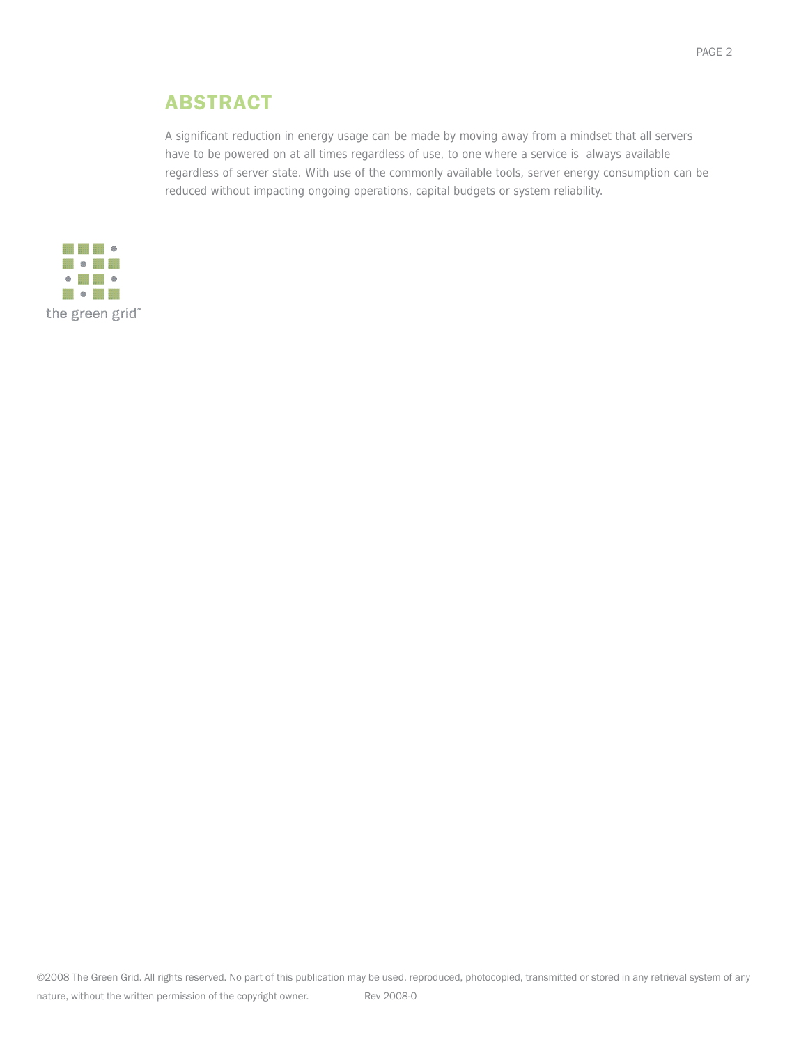## ABSTRACT

A significant reduction in energy usage can be made by moving away from a mindset that all servers have to be powered on at all times regardless of use, to one where a service is always available regardless of server state. With use of the commonly available tools, server energy consumption can be reduced without impacting ongoing operations, capital budgets or system reliability.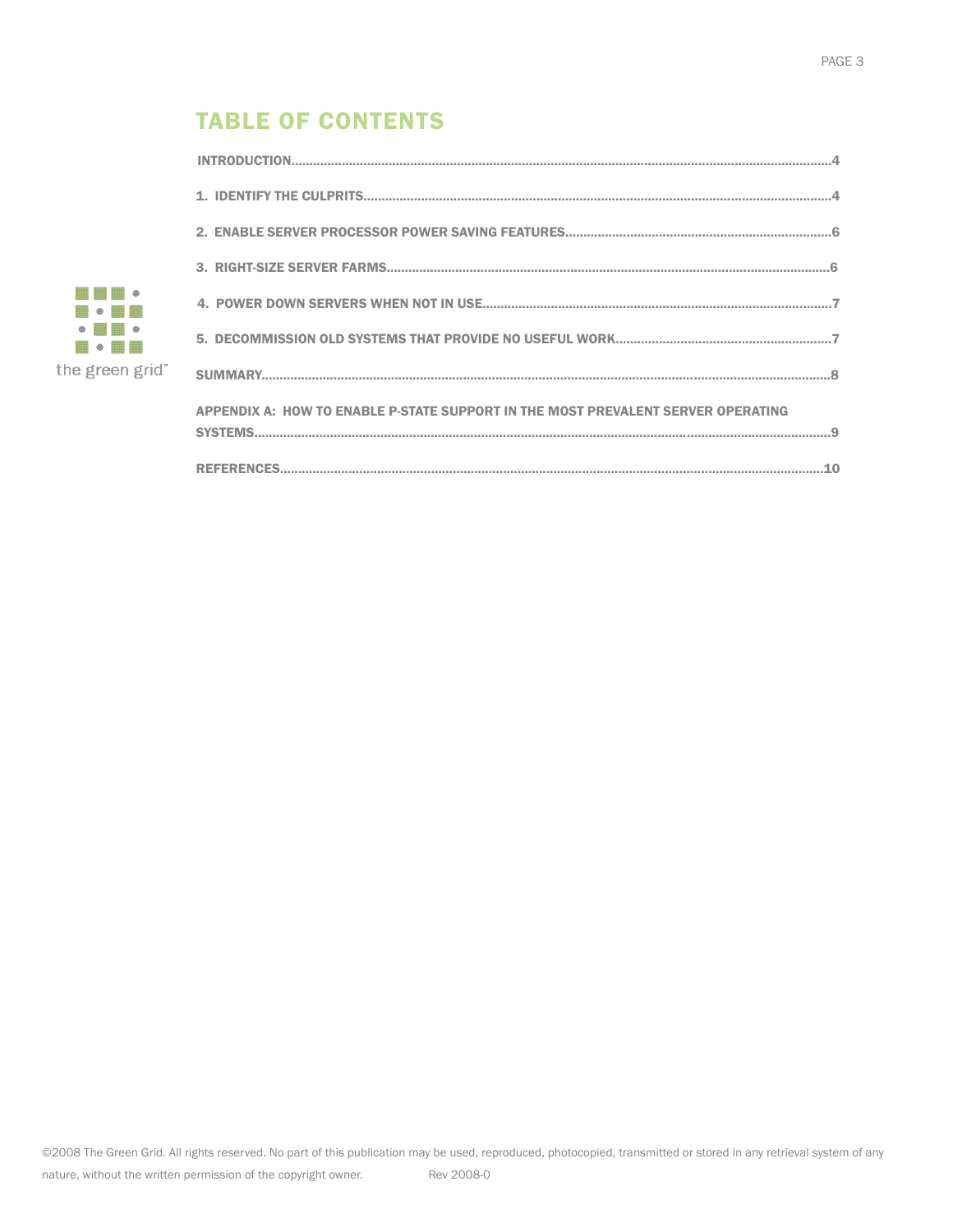# TABLE OF CONTENTS

INTRODUCTION....................................................................................4

1. IDENTIFY THE CULPRITS....................................................................................4

2. ENABLE SERVER PROCESSOR POWER SAVING FEATURES....................................................................................6

3. RIGHT-SIZE SERVER FARMS....................................................................................6

4. POWER DOWN SERVERS WHEN NOT IN USE....................................................................................7

5. DECOMMISSION OLD SYSTEMS THAT PROVIDE NO USEFUL WORK....................................................................................7

SUMMARY....................................................................................8

APPENDIX A: HOW TO ENABLE P-STATE SUPPORT IN THE MOST PREVALENT SERVER OPERATING SYSTEMS....................................................................................9

REFERENCES....................................................................................10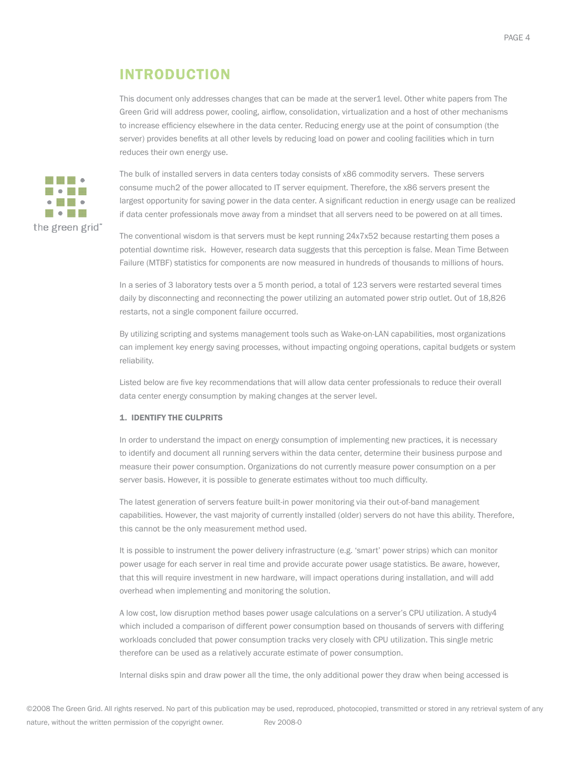## INTRODUCTION

This document only addresses changes that can be made at the server[1] level. Other white papers from The Green Grid will address power, cooling, airflow, consolidation, virtualization and a host of other mechanisms to increase efficiency elsewhere in the data center. Reducing energy use at the point of consumption (the server) provides benefits at all other levels by reducing load on power and cooling facilities which in turn reduces their own energy use.

The bulk of installed servers in data centers today consists of x86 commodity servers. These servers consume much[2] of the power allocated to IT server equipment. Therefore, the x86 servers present the largest opportunity for saving power in the data center. A significant reduction in energy usage can be realized if data center professionals move away from a mindset that all servers need to be powered on at all times.

The conventional wisdom is that servers must be kept running 24x7x52 because restarting them poses a potential downtime risk. However, research data suggests that this perception is false. Mean Time Between Failure (MTBF) statistics for components are now measured in hundreds of thousands to millions of hours.

In a series of 3 laboratory tests over a 5 month period, a total of 123 servers were restarted several times daily by disconnecting and reconnecting the power utilizing an automated power strip outlet. Out of 18,826 restarts, not a single component failure occurred.

By utilizing scripting and systems management tools such as Wake-on-LAN capabilities, most organizations can implement key energy saving processes, without impacting ongoing operations, capital budgets or system reliability.

Listed below are five key recommendations that will allow data center professionals to reduce their overall data center energy consumption by making changes at the server level.

### 1. IDENTIFY THE CULPRITS

In order to understand the impact on energy consumption of implementing new practices, it is necessary to identify and document all running servers within the data center, determine their business purpose and measure their power consumption. Organizations do not currently measure power consumption on a per server basis. However, it is possible to generate estimates without too much difficulty.

The latest generation of servers feature built-in power monitoring via their out-of-band management capabilities. However, the vast majority of currently installed (older) servers do not have this ability. Therefore, this cannot be the only measurement method used.

It is possible to instrument the power delivery infrastructure (e.g. 'smart' power strips) which can monitor power usage for each server in real time and provide accurate power usage statistics. Be aware, however, that this will require investment in new hardware, will impact operations during installation, and will add overhead when implementing and monitoring the solution.

A low cost, low disruption method bases power usage calculations on a server's CPU utilization. A study[4] which included a comparison of different power consumption based on thousands of servers with differing workloads concluded that power consumption tracks very closely with CPU utilization. This single metric therefore can be used as a relatively accurate estimate of power consumption.

Internal disks spin and draw power all the time, the only additional power they draw when being accessed is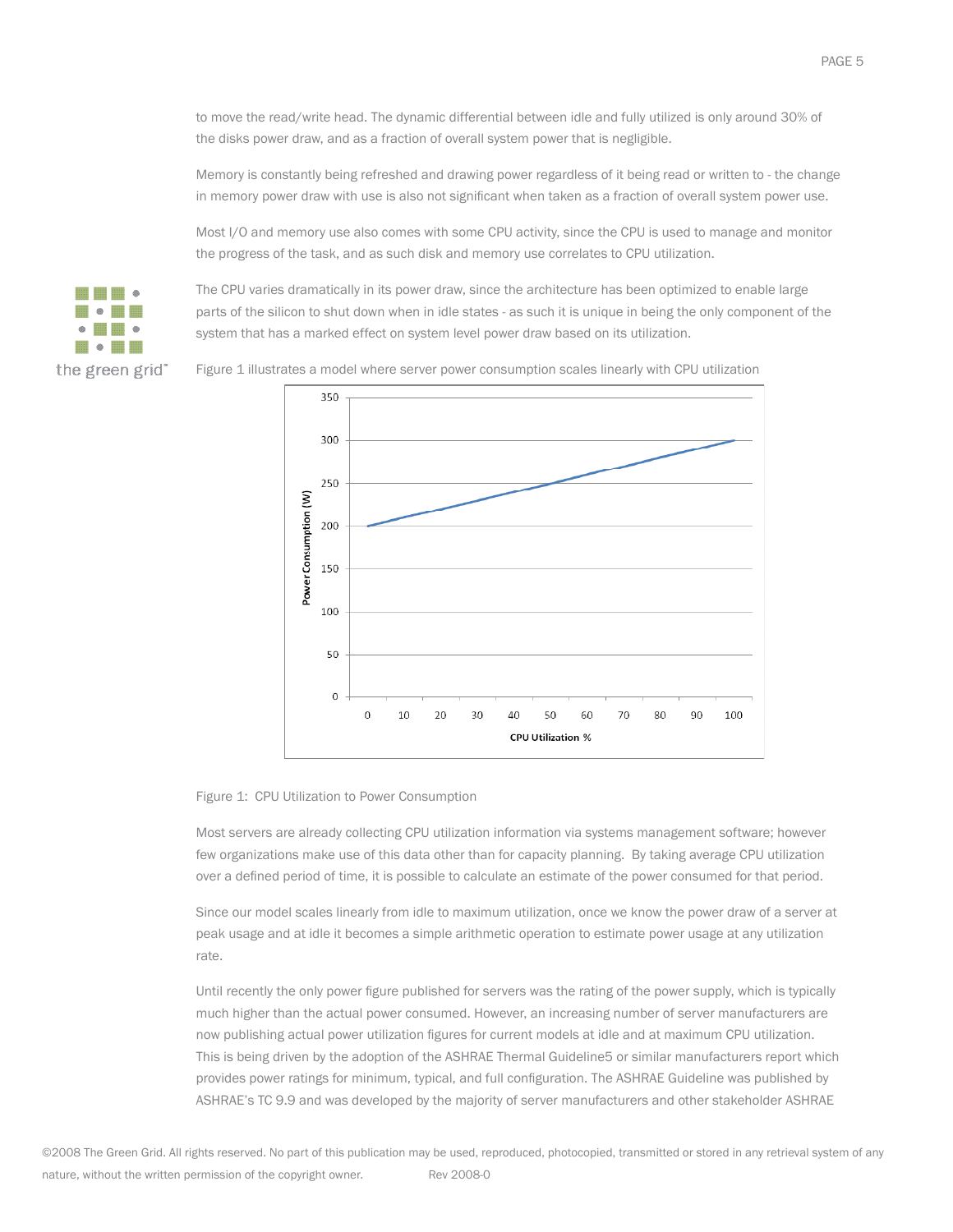to move the read/write head. The dynamic differential between idle and fully utilized is only around 30% of the disks power draw, and as a fraction of overall system power that is negligible.

Memory is constantly being refreshed and drawing power regardless of it being read or written to - the change in memory power draw with use is also not significant when taken as a fraction of overall system power use.

Most I/O and memory use also comes with some CPU activity, since the CPU is used to manage and monitor the progress of the task, and as such disk and memory use correlates to CPU utilization.

The CPU varies dramatically in its power draw, since the architecture has been optimized to enable large parts of the silicon to shut down when in idle states - as such it is unique in being the only component of the system that has a marked effect on system level power draw based on its utilization.

Figure 1 illustrates a model where server power consumption scales linearly with CPU utilization

Figure 1: CPU Utilization to Power Consumption

Most servers are already collecting CPU utilization information via systems management software; however few organizations make use of this data other than for capacity planning. By taking average CPU utilization over a defined period of time, it is possible to calculate an estimate of the power consumed for that period.

Since our model scales linearly from idle to maximum utilization, once we know the power draw of a server at peak usage and at idle it becomes a simple arithmetic operation to estimate power usage at any utilization rate.

Until recently the only power figure published for servers was the rating of the power supply, which is typically much higher than the actual power consumed. However, an increasing number of server manufacturers are now publishing actual power utilization figures for current models at idle and at maximum CPU utilization. This is being driven by the adoption of the ASHRAE Thermal Guideline5 or similar manufacturers report which provides power ratings for minimum, typical, and full configuration. The ASHRAE Guideline was published by ASHRAE's TC 9.9 and was developed by the majority of server manufacturers and other stakeholder ASHRAE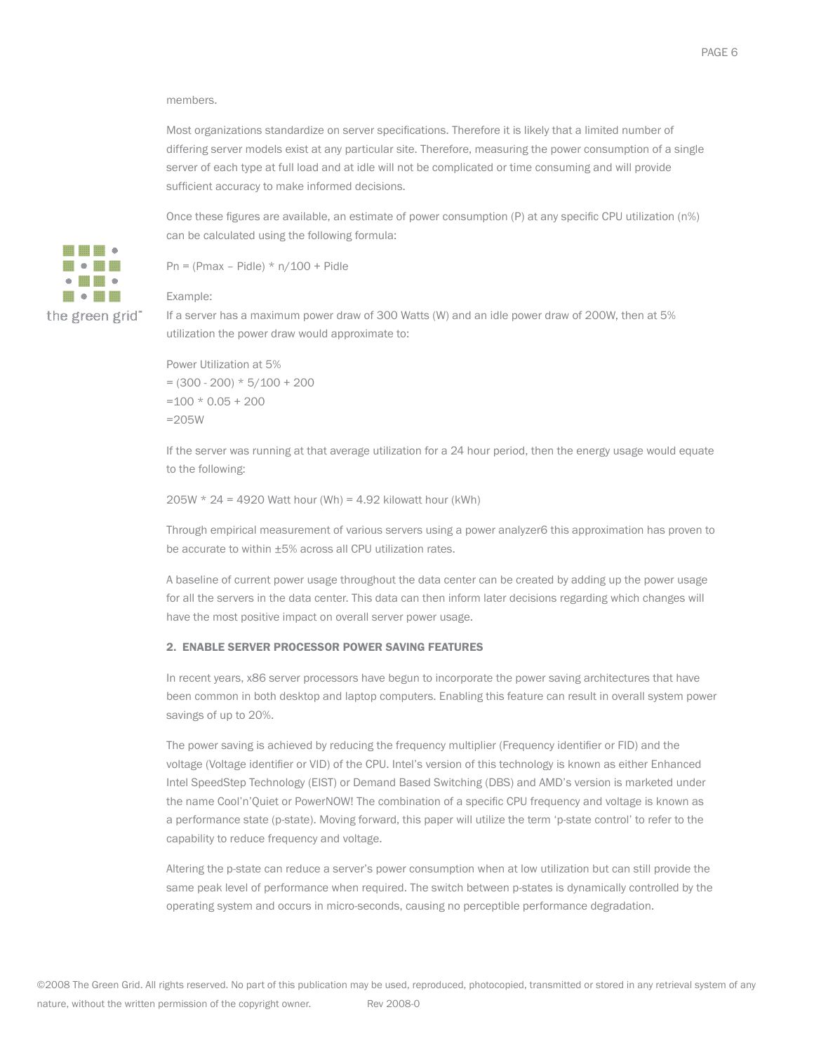members.

Most organizations standardize on server specifications. Therefore it is likely that a limited number of differing server models exist at any particular site. Therefore, measuring the power consumption of a single server of each type at full load and at idle will not be complicated or time consuming and will provide sufficient accuracy to make informed decisions.

Once these figures are available, an estimate of power consumption (P) at any specific CPU utilization (n%) can be calculated using the following formula:

$$P_n = (P_{max} - P_{idle}) * n/100 + P_{idle}$$

Example:
If a server has a maximum power draw of 300 Watts (W) and an idle power draw of 200W, then at 5% utilization the power draw would approximate to:

Power Utilization at 5%
= (300 - 200) * 5/100 + 200
=100 * 0.05 + 200
=205W

If the server was running at that average utilization for a 24 hour period, then the energy usage would equate to the following:

205W * 24 = 4920 Watt hour (Wh) = 4.92 kilowatt hour (kWh)

Through empirical measurement of various servers using a power analyzer[6] this approximation has proven to be accurate to within ±5% across all CPU utilization rates.

A baseline of current power usage throughout the data center can be created by adding up the power usage for all the servers in the data center. This data can then inform later decisions regarding which changes will have the most positive impact on overall server power usage.

### 2. ENABLE SERVER PROCESSOR POWER SAVING FEATURES

In recent years, x86 server processors have begun to incorporate the power saving architectures that have been common in both desktop and laptop computers. Enabling this feature can result in overall system power savings of up to 20%.

The power saving is achieved by reducing the frequency multiplier (Frequency identifier or FID) and the voltage (Voltage identifier or VID) of the CPU. Intel's version of this technology is known as either Enhanced Intel SpeedStep Technology (EIST) or Demand Based Switching (DBS) and AMD's version is marketed under the name Cool'n'Quiet or PowerNOW! The combination of a specific CPU frequency and voltage is known as a performance state (p-state). Moving forward, this paper will utilize the term 'p-state control' to refer to the capability to reduce frequency and voltage.

Altering the p-state can reduce a server's power consumption when at low utilization but can still provide the same peak level of performance when required. The switch between p-states is dynamically controlled by the operating system and occurs in micro-seconds, causing no perceptible performance degradation.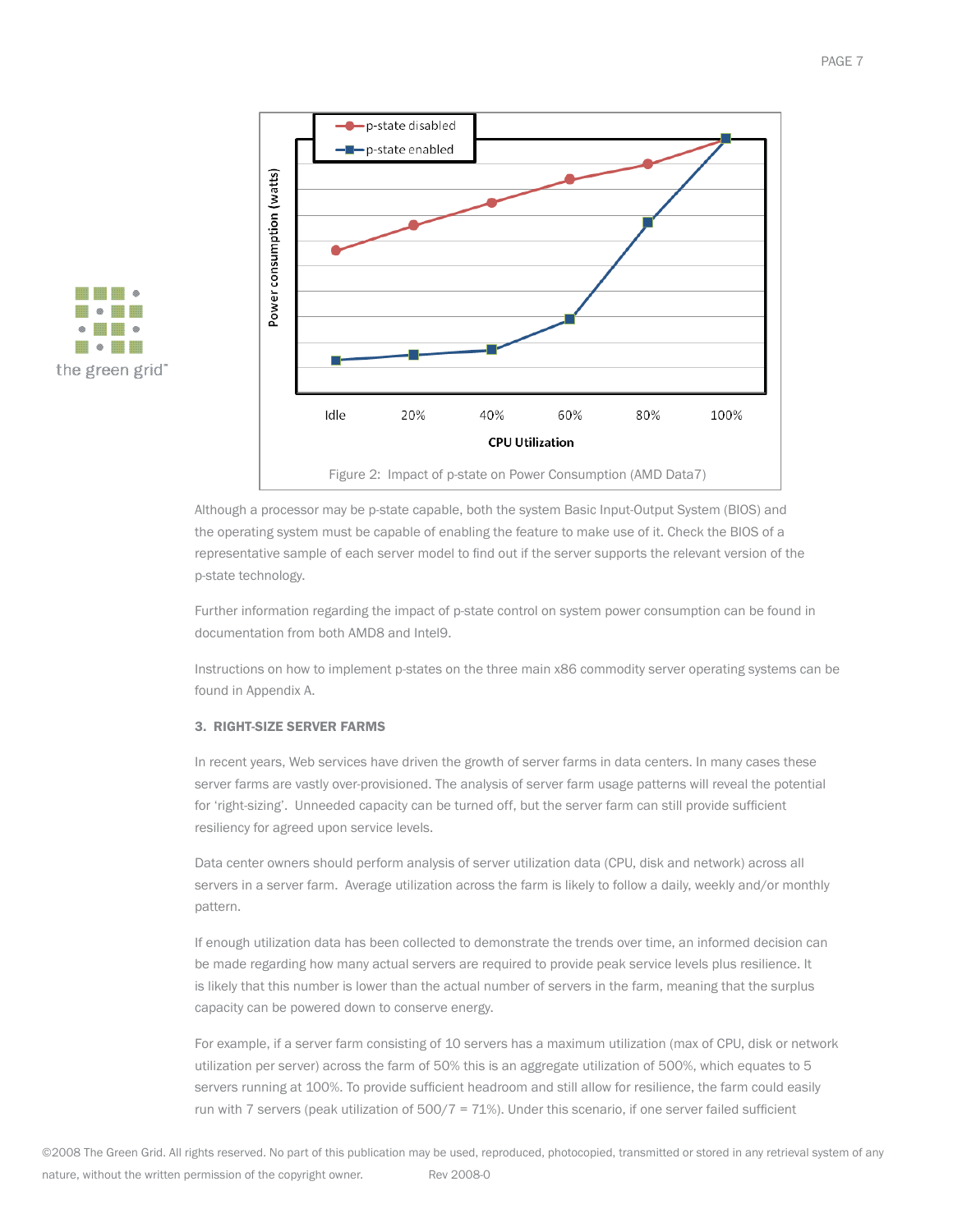Figure 2: Impact of p-state on Power Consumption (AMD Data7)

Although a processor may be p-state capable, both the system Basic Input-Output System (BIOS) and the operating system must be capable of enabling the feature to make use of it. Check the BIOS of a representative sample of each server model to find out if the server supports the relevant version of the p-state technology.

Further information regarding the impact of p-state control on system power consumption can be found in documentation from both AMD8 and Intel9.

Instructions on how to implement p-states on the three main x86 commodity server operating systems can be found in Appendix A.

### 3. RIGHT-SIZE SERVER FARMS

In recent years, Web services have driven the growth of server farms in data centers. In many cases these server farms are vastly over-provisioned. The analysis of server farm usage patterns will reveal the potential for 'right-sizing'. Unneeded capacity can be turned off, but the server farm can still provide sufficient resiliency for agreed upon service levels.

Data center owners should perform analysis of server utilization data (CPU, disk and network) across all servers in a server farm. Average utilization across the farm is likely to follow a daily, weekly and/or monthly pattern.

If enough utilization data has been collected to demonstrate the trends over time, an informed decision can be made regarding how many actual servers are required to provide peak service levels plus resilience. It is likely that this number is lower than the actual number of servers in the farm, meaning that the surplus capacity can be powered down to conserve energy.

For example, if a server farm consisting of 10 servers has a maximum utilization (max of CPU, disk or network utilization per server) across the farm of 50% this is an aggregate utilization of 500%, which equates to 5 servers running at 100%. To provide sufficient headroom and still allow for resilience, the farm could easily run with 7 servers (peak utilization of 500/7 = 71%). Under this scenario, if one server failed sufficient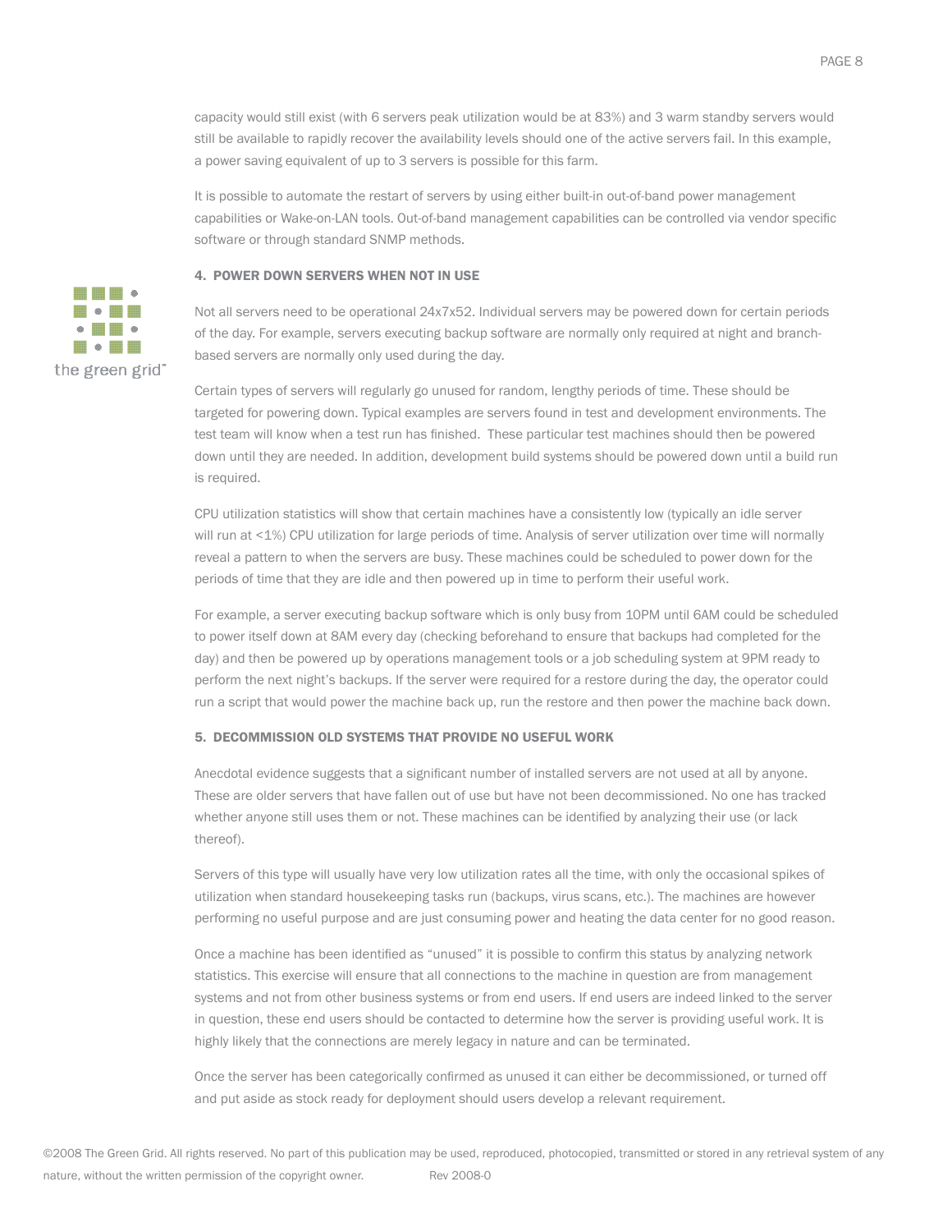capacity would still exist (with 6 servers peak utilization would be at 83%) and 3 warm standby servers would still be available to rapidly recover the availability levels should one of the active servers fail. In this example, a power saving equivalent of up to 3 servers is possible for this farm.

It is possible to automate the restart of servers by using either built-in out-of-band power management capabilities or Wake-on-LAN tools. Out-of-band management capabilities can be controlled via vendor specific software or through standard SNMP methods.

### 4. POWER DOWN SERVERS WHEN NOT IN USE

Not all servers need to be operational 24x7x52. Individual servers may be powered down for certain periods of the day. For example, servers executing backup software are normally only required at night and branch-based servers are normally only used during the day.

Certain types of servers will regularly go unused for random, lengthy periods of time. These should be targeted for powering down. Typical examples are servers found in test and development environments. The test team will know when a test run has finished. These particular test machines should then be powered down until they are needed. In addition, development build systems should be powered down until a build run is required.

CPU utilization statistics will show that certain machines have a consistently low (typically an idle server will run at <1%) CPU utilization for large periods of time. Analysis of server utilization over time will normally reveal a pattern to when the servers are busy. These machines could be scheduled to power down for the periods of time that they are idle and then powered up in time to perform their useful work.

For example, a server executing backup software which is only busy from 10PM until 6AM could be scheduled to power itself down at 8AM every day (checking beforehand to ensure that backups had completed for the day) and then be powered up by operations management tools or a job scheduling system at 9PM ready to perform the next night's backups. If the server were required for a restore during the day, the operator could run a script that would power the machine back up, run the restore and then power the machine back down.

### 5. DECOMMISSION OLD SYSTEMS THAT PROVIDE NO USEFUL WORK

Anecdotal evidence suggests that a significant number of installed servers are not used at all by anyone. These are older servers that have fallen out of use but have not been decommissioned. No one has tracked whether anyone still uses them or not. These machines can be identified by analyzing their use (or lack thereof).

Servers of this type will usually have very low utilization rates all the time, with only the occasional spikes of utilization when standard housekeeping tasks run (backups, virus scans, etc.). The machines are however performing no useful purpose and are just consuming power and heating the data center for no good reason.

Once a machine has been identified as "unused" it is possible to confirm this status by analyzing network statistics. This exercise will ensure that all connections to the machine in question are from management systems and not from other business systems or from end users. If end users are indeed linked to the server in question, these end users should be contacted to determine how the server is providing useful work. It is highly likely that the connections are merely legacy in nature and can be terminated.

Once the server has been categorically confirmed as unused it can either be decommissioned, or turned off and put aside as stock ready for deployment should users develop a relevant requirement.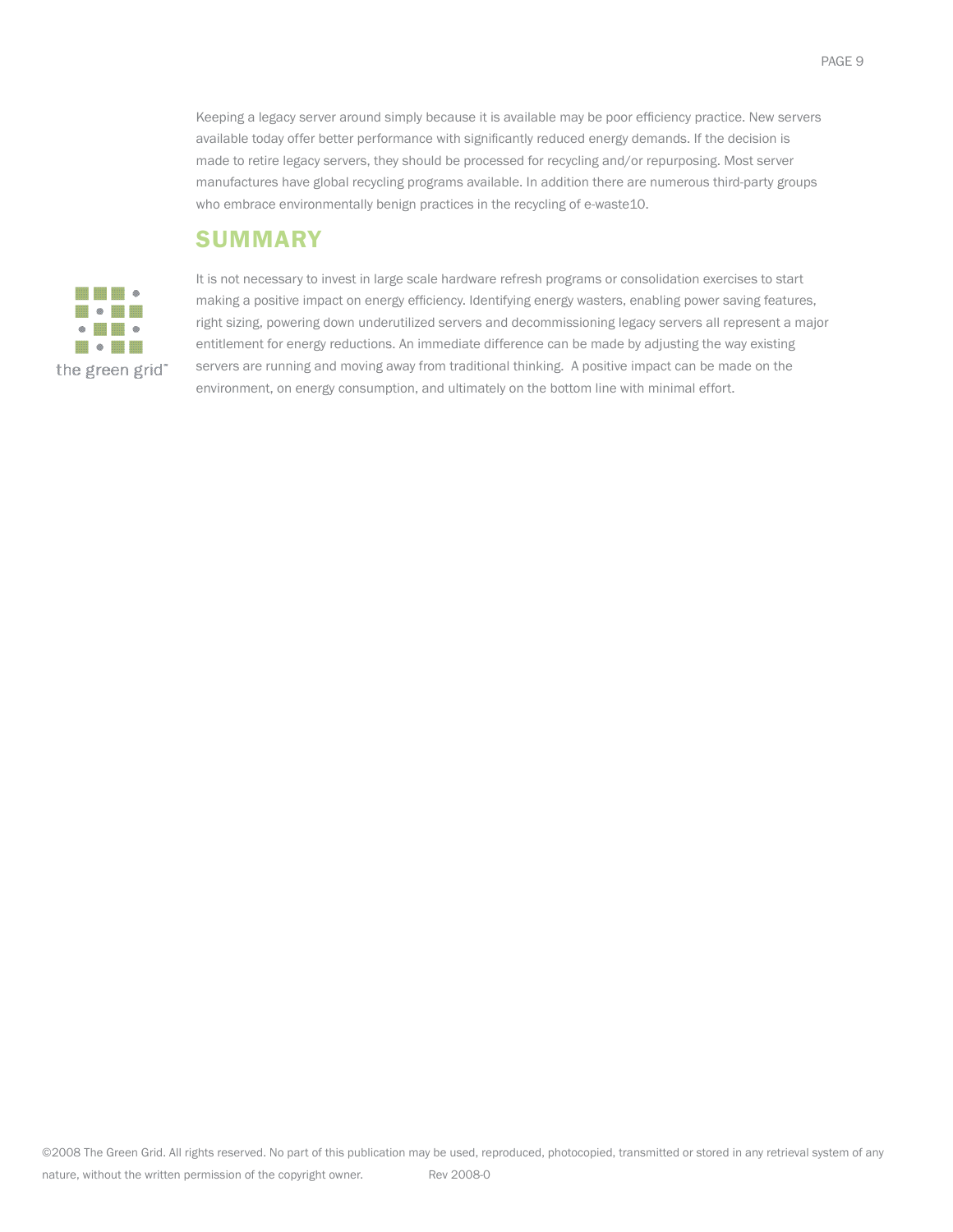Keeping a legacy server around simply because it is available may be poor efficiency practice. New servers available today offer better performance with significantly reduced energy demands. If the decision is made to retire legacy servers, they should be processed for recycling and/or repurposing. Most server manufactures have global recycling programs available. In addition there are numerous third-party groups who embrace environmentally benign practices in the recycling of e-waste10.

## SUMMARY

It is not necessary to invest in large scale hardware refresh programs or consolidation exercises to start making a positive impact on energy efficiency. Identifying energy wasters, enabling power saving features, right sizing, powering down underutilized servers and decommissioning legacy servers all represent a major entitlement for energy reductions. An immediate difference can be made by adjusting the way existing servers are running and moving away from traditional thinking. A positive impact can be made on the environment, on energy consumption, and ultimately on the bottom line with minimal effort.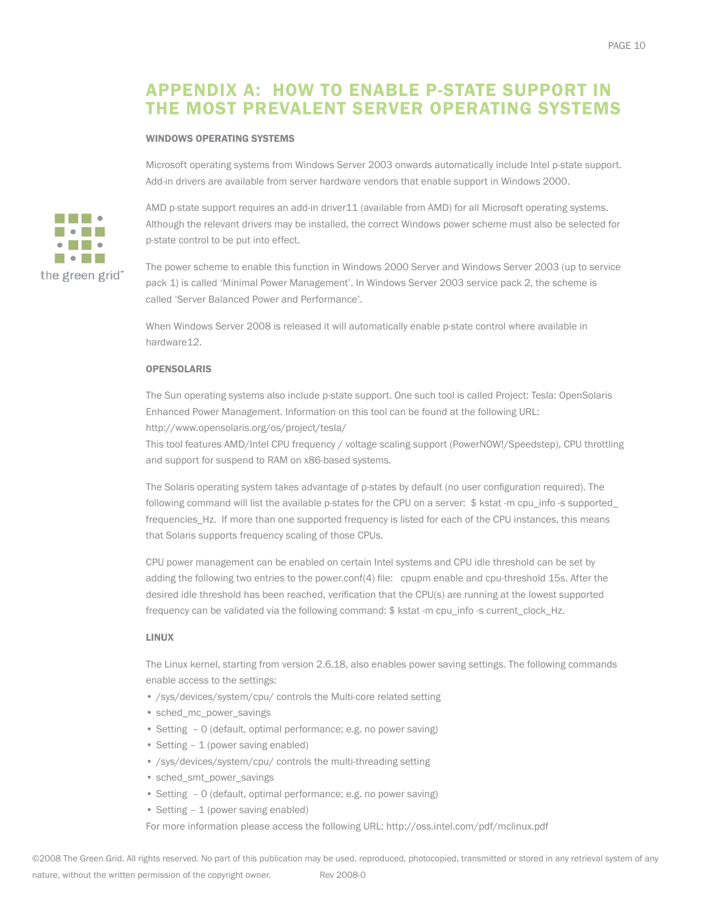# APPENDIX A: HOW TO ENABLE P-STATE SUPPORT IN THE MOST PREVALENT SERVER OPERATING SYSTEMS

### WINDOWS OPERATING SYSTEMS

Microsoft operating systems from Windows Server 2003 onwards automatically include Intel p-state support. Add-in drivers are available from server hardware vendors that enable support in Windows 2000.

AMD p-state support requires an add-in driver11 (available from AMD) for all Microsoft operating systems. Although the relevant drivers may be installed, the correct Windows power scheme must also be selected for p-state control to be put into effect.

The power scheme to enable this function in Windows 2000 Server and Windows Server 2003 (up to service pack 1) is called 'Minimal Power Management'. In Windows Server 2003 service pack 2, the scheme is called 'Server Balanced Power and Performance'.

When Windows Server 2008 is released it will automatically enable p-state control where available in hardware12.

### OPENSOLARIS

The Sun operating systems also include p-state support. One such tool is called Project: Tesla: OpenSolaris Enhanced Power Management. Information on this tool can be found at the following URL: http://www.opensolaris.org/os/project/tesla/

This tool features AMD/Intel CPU frequency / voltage scaling support (PowerNOW!/Speedstep), CPU throttling and support for suspend to RAM on x86-based systems.

The Solaris operating system takes advantage of p-states by default (no user configuration required). The following command will list the available p-states for the CPU on a server: $ kstat -m cpu_info -s supported_frequencies_Hz. If more than one supported frequency is listed for each of the CPU instances, this means that Solaris supports frequency scaling of those CPUs.

CPU power management can be enabled on certain Intel systems and CPU idle threshold can be set by adding the following two entries to the power.conf(4) file: cpupm enable and cpu-threshold 15s. After the desired idle threshold has been reached, verification that the CPU(s) are running at the lowest supported frequency can be validated via the following command: $ kstat -m cpu_info -s current_clock_Hz.

### LINUX

The Linux kernel, starting from version 2.6.18, also enables power saving settings. The following commands enable access to the settings:

- /sys/devices/system/cpu/ controls the Multi-core related setting
- sched_mc_power_savings
- Setting – 0 (default, optimal performance; e.g. no power saving)
- Setting – 1 (power saving enabled)
- /sys/devices/system/cpu/ controls the multi-threading setting
- sched_smt_power_savings
- Setting – 0 (default, optimal performance; e.g. no power saving)
- Setting – 1 (power saving enabled)

For more information please access the following URL: http://oss.intel.com/pdf/mclinux.pdf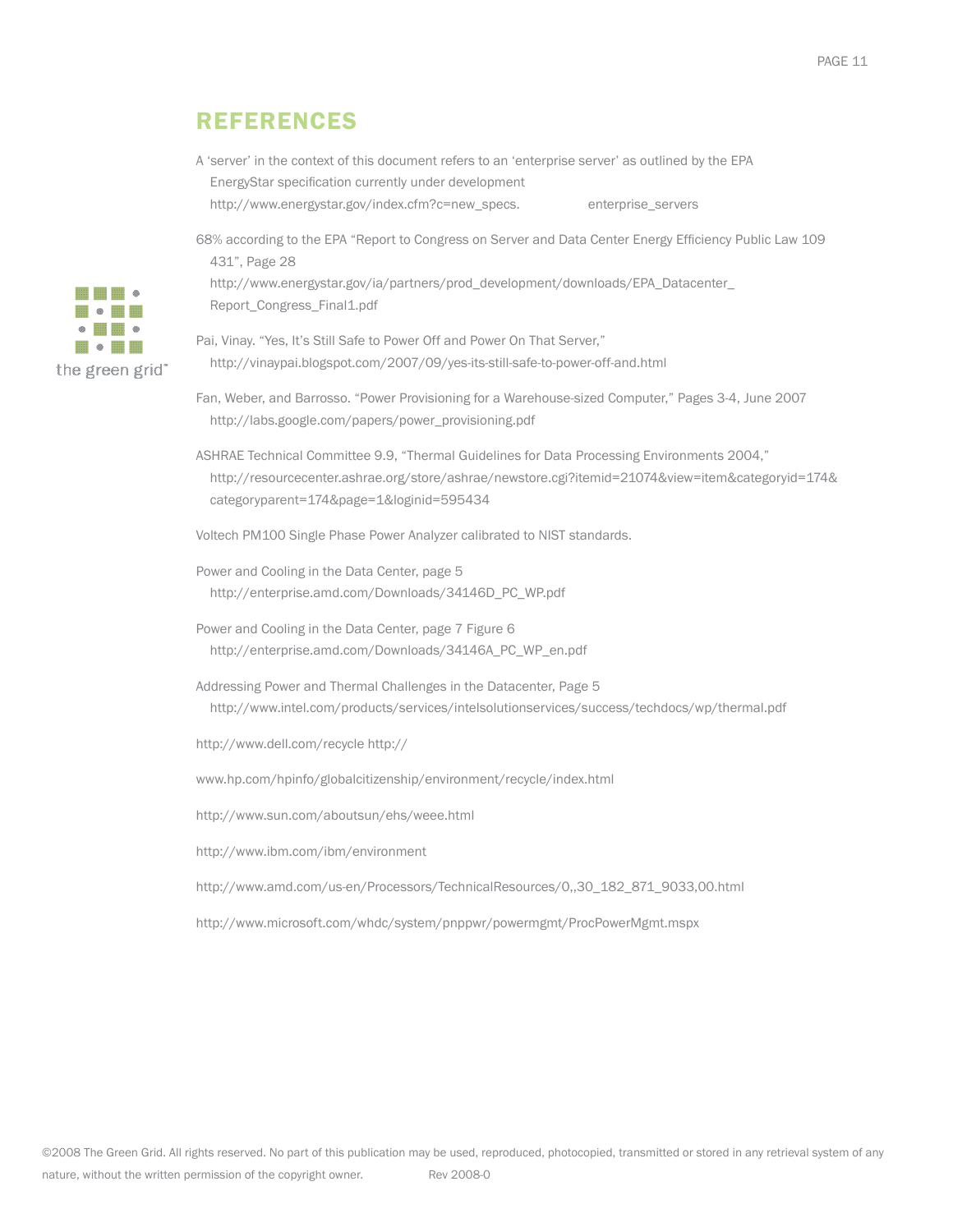# REFERENCES

A 'server' in the context of this document refers to an 'enterprise server' as outlined by the EPA EnergyStar specification currently under development http://www.energystar.gov/index.cfm?c=new_specs. enterprise_servers

68% according to the EPA "Report to Congress on Server and Data Center Energy Efficiency Public Law 109 431", Page 28 http://www.energystar.gov/ia/partners/prod_development/downloads/EPA_Datacenter_Report_Congress_Final1.pdf

Pai, Vinay. "Yes, It's Still Safe to Power Off and Power On That Server," http://vinaypai.blogspot.com/2007/09/yes-its-still-safe-to-power-off-and.html

Fan, Weber, and Barrosso. "Power Provisioning for a Warehouse-sized Computer," Pages 3-4, June 2007 http://labs.google.com/papers/power_provisioning.pdf

ASHRAE Technical Committee 9.9, "Thermal Guidelines for Data Processing Environments 2004," http://resourcecenter.ashrae.org/store/ashrae/newstore.cgi?itemid=21074&view=item&categoryid=174&categoryparent=174&page=1&loginid=595434

Voltech PM100 Single Phase Power Analyzer calibrated to NIST standards.

Power and Cooling in the Data Center, page 5 http://enterprise.amd.com/Downloads/34146D_PC_WP.pdf

Power and Cooling in the Data Center, page 7 Figure 6 http://enterprise.amd.com/Downloads/34146A_PC_WP_en.pdf

Addressing Power and Thermal Challenges in the Datacenter, Page 5 http://www.intel.com/products/services/intelsolutionservices/success/techdocs/wp/thermal.pdf

http://www.dell.com/recycle http://

www.hp.com/hpinfo/globalcitizenship/environment/recycle/index.html

http://www.sun.com/aboutsun/ehs/weee.html

http://www.ibm.com/ibm/environment

http://www.amd.com/us-en/Processors/TechnicalResources/0,,30_182_871_9033,00.html

http://www.microsoft.com/whdc/system/pnppwr/powermgmt/ProcPowerMgmt.mspx